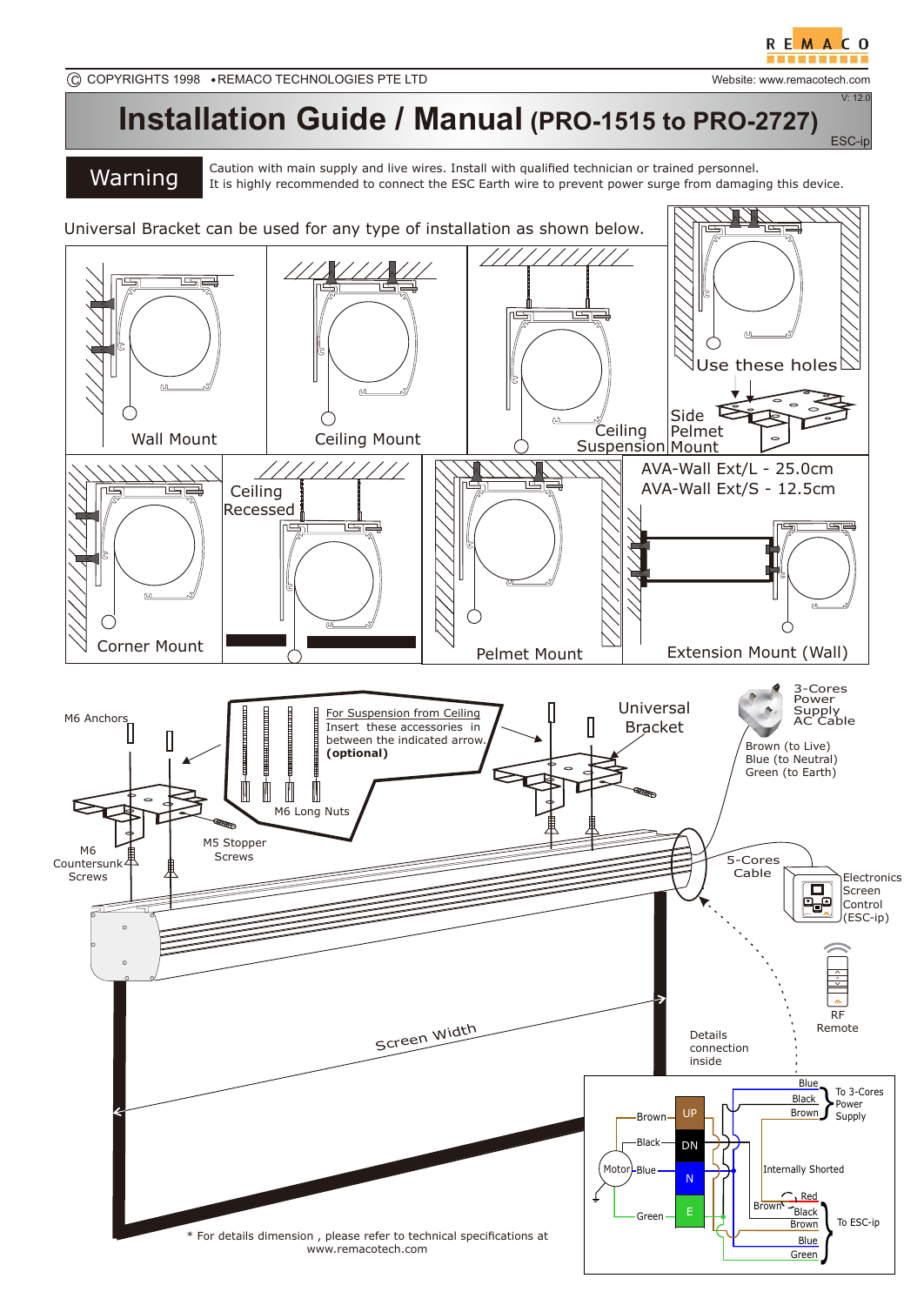REMACO

© COPYRIGHTS 1998 • REMACO TECHNOLOGIES PTE LTD

Website: www.remacotech.com

V: 12.0

# Installation Guide / Manual (PRO-1515 to PRO-2727)

ESC-ip

**Warning**

Caution with main supply and live wires. Install with qualified technician or trained personnel.
It is highly recommended to connect the ESC Earth wire to prevent power surge from damaging this device.

Universal Bracket can be used for any type of installation as shown below.

Wall Mount

Ceiling Mount

Ceiling Suspension

Use these holes

Side Pelmet Mount

Corner Mount

Ceiling Recessed

Pelmet Mount

AVA-Wall Ext/L - 25.0cm
AVA-Wall Ext/S - 12.5cm

Extension Mount (Wall)

M6 Anchors

For Suspension from Ceiling
Insert these accessories in between the indicated arrow.
**(optional)**

M6 Long Nuts

Universal Bracket

3-Cores Power Supply AC Cable

Brown (to Live)
Blue (to Neutral)
Green (to Earth)

M6 Countersunk Screws

M5 Stopper Screws

5-Cores Cable

Electronics Screen Control (ESC-ip)

RF Remote

Screen Width

Details connection inside

Blue, Black, Brown — To 3-Cores Power Supply

Motor: Brown — UP; Black — DN; Blue — N; Green — E

Internally Shorted

Red, Brown, Black, Brown, Blue, Green — To ESC-ip

\* For details dimension , please refer to technical specifications at www.remacotech.com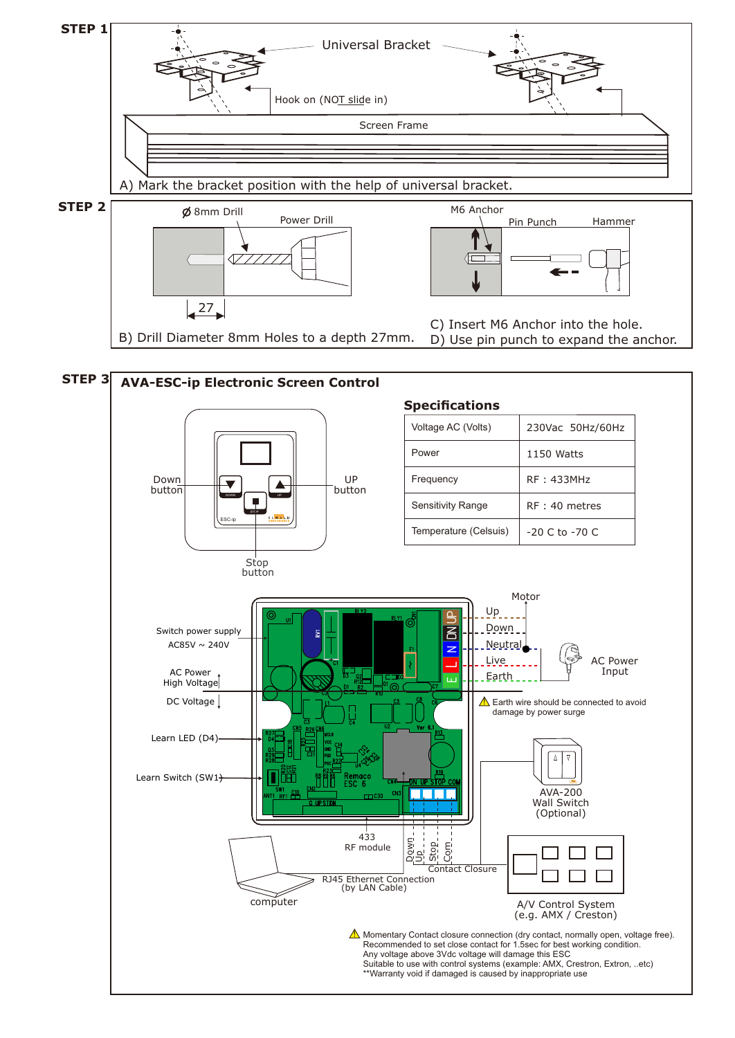## STEP 1

Universal Bracket

Hook on (NOT slide in)

Screen Frame

A) Mark the bracket position with the help of universal bracket.

## STEP 2

Ø 8mm Drill

Power Drill

27

B) Drill Diameter 8mm Holes to a depth 27mm.

M6 Anchor

Pin Punch

Hammer

C) Insert M6 Anchor into the hole.

D) Use pin punch to expand the anchor.

## STEP 3

### AVA-ESC-ip Electronic Screen Control

Down button

UP button

Stop button

#### Specifications

| | |
|---|---|
| Voltage AC (Volts) | 230Vac 50Hz/60Hz |
| Power | 1150 Watts |
| Frequency | RF : 433MHz |
| Sensitivity Range | RF : 40 metres |
| Temperature (Celsuis) | -20 C to -70 C |

Switch power supply AC85V ~ 240V

AC Power High Voltage

DC Voltage

Learn LED (D4)

Learn Switch (SW1)

Motor

Up

Down

Neutral

Live

Earth

AC Power Input

⚠ Earth wire should be connected to avoid damage by power surge

AVA-200 Wall Switch (Optional)

433 RF module

Down Up Stop Com

Contact Closure

RJ45 Ethernet Connection (by LAN Cable)

computer

A/V Control System (e.g. AMX / Creston)

⚠ Momentary Contact closure connection (dry contact, normally open, voltage free).
Recommended to set close contact for 1.5sec for best working condition.
Any voltage above 3Vdc voltage will damage this ESC
Suitable to use with control systems (example: AMX, Crestron, Extron, ..etc)
**Warranty void if damaged is caused by inappropriate use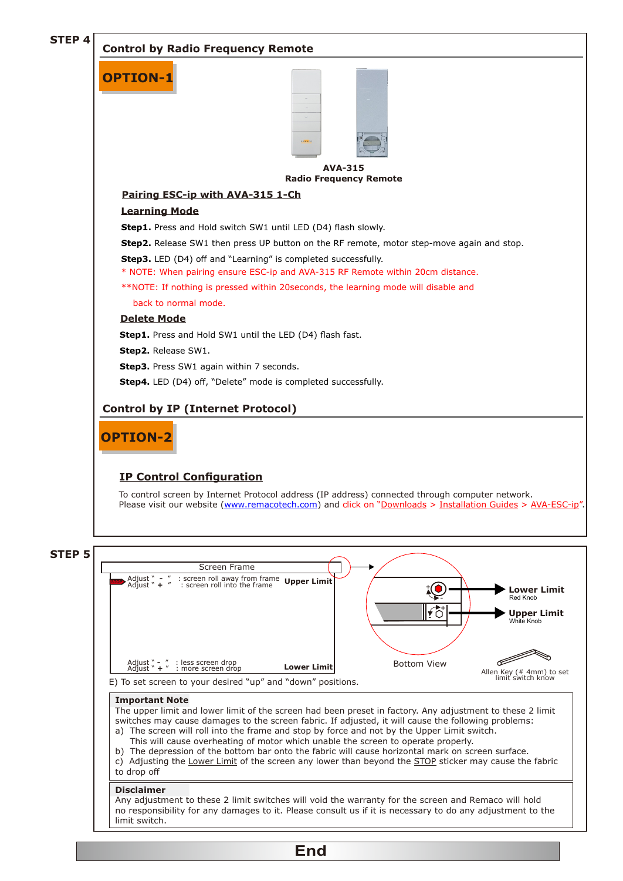## STEP 4

### Control by Radio Frequency Remote

**OPTION-1**

**AVA-315**
**Radio Frequency Remote**

**Pairing ESC-ip with AVA-315 1-Ch**

**Learning Mode**

**Step1.** Press and Hold switch SW1 until LED (D4) flash slowly.

**Step2.** Release SW1 then press UP button on the RF remote, motor step-move again and stop.

**Step3.** LED (D4) off and "Learning" is completed successfully.

\* NOTE: When pairing ensure ESC-ip and AVA-315 RF Remote within 20cm distance.

\*\*NOTE: If nothing is pressed within 20seconds, the learning mode will disable and back to normal mode.

**Delete Mode**

**Step1.** Press and Hold SW1 until the LED (D4) flash fast.

**Step2.** Release SW1.

**Step3.** Press SW1 again within 7 seconds.

**Step4.** LED (D4) off, "Delete" mode is completed successfully.

### Control by IP (Internet Protocol)

**OPTION-2**

**IP Control Configuration**

To control screen by Internet Protocol address (IP address) connected through computer network.
Please visit our website (www.remacotech.com) and click on "Downloads > Installation Guides > AVA-ESC-ip".

## STEP 5

Screen Frame

Adjust " - " : screen roll away from frame
Adjust " + " : screen roll into the frame
**Upper Limit**

Adjust " - " : less screen drop
Adjust " + " : more screen drop
**Lower Limit**

**Lower Limit**
Red Knob

**Upper Limit**
White Knob

Bottom View

Allen Key (# 4mm) to set limit switch know

E) To set screen to your desired "up" and "down" positions.

**Important Note**
The upper limit and lower limit of the screen had been preset in factory. Any adjustment to these 2 limit switches may cause damages to the screen fabric. If adjusted, it will cause the following problems:
a) The screen will roll into the frame and stop by force and not by the Upper Limit switch. This will cause overheating of motor which unable the screen to operate properly.
b) The depression of the bottom bar onto the fabric will cause horizontal mark on screen surface.
c) Adjusting the Lower Limit of the screen any lower than beyond the STOP sticker may cause the fabric to drop off

**Disclaimer**
Any adjustment to these 2 limit switches will void the warranty for the screen and Remaco will hold no responsibility for any damages to it. Please consult us if it is necessary to do any adjustment to the limit switch.

**End**